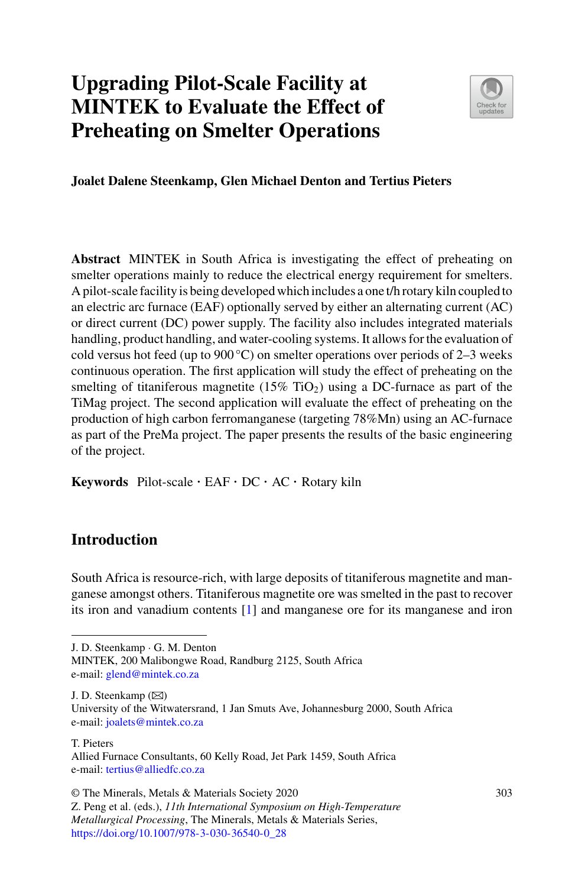# Upgrading Pilot-Scale Facility at MINTEK to Evaluate the Effect of Preheating on Smelter Operations

**Joalet Dalene Steenkamp, Glen Michael Denton and Tertius Pieters**

**Abstract** MINTEK in South Africa is investigating the effect of preheating on smelter operations mainly to reduce the electrical energy requirement for smelters. A pilot-scale facility is being developed which includes a one t/h rotary kiln coupled to an electric arc furnace (EAF) optionally served by either an alternating current (AC) or direct current (DC) power supply. The facility also includes integrated materials handling, product handling, and water-cooling systems. It allows for the evaluation of cold versus hot feed (up to 900 °C) on smelter operations over periods of 2–3 weeks continuous operation. The first application will study the effect of preheating on the smelting of titaniferous magnetite (15% $TiO_2$) using a DC-furnace as part of the TiMag project. The second application will evaluate the effect of preheating on the production of high carbon ferromanganese (targeting 78%Mn) using an AC-furnace as part of the PreMa project. The paper presents the results of the basic engineering of the project.

**Keywords** Pilot-scale · EAF · DC · AC · Rotary kiln

## Introduction

South Africa is resource-rich, with large deposits of titaniferous magnetite and manganese amongst others. Titaniferous magnetite ore was smelted in the past to recover its iron and vanadium contents [1] and manganese ore for its manganese and iron

---

J. D. Steenkamp · G. M. Denton
MINTEK, 200 Malibongwe Road, Randburg 2125, South Africa
e-mail: glend@mintek.co.za

J. D. Steenkamp (✉)
University of the Witwatersrand, 1 Jan Smuts Ave, Johannesburg 2000, South Africa
e-mail: joalets@mintek.co.za

T. Pieters
Allied Furnace Consultants, 60 Kelly Road, Jet Park 1459, South Africa
e-mail: tertius@alliedfc.co.za

© The Minerals, Metals & Materials Society 2020
Z. Peng et al. (eds.), *11th International Symposium on High-Temperature Metallurgical Processing*, The Minerals, Metals & Materials Series,
https://doi.org/10.1007/978-3-030-36540-0_28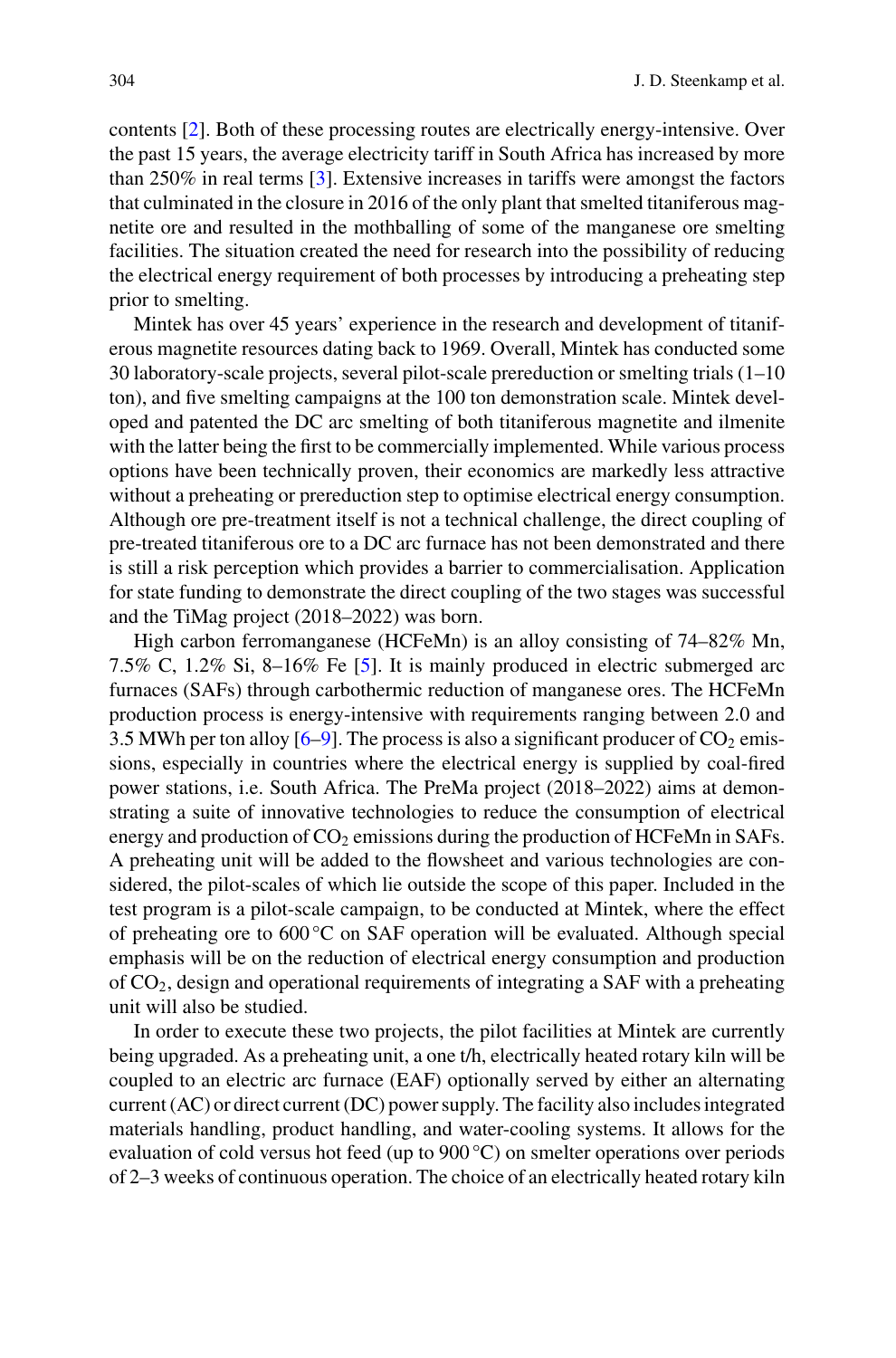contents [2]. Both of these processing routes are electrically energy-intensive. Over the past 15 years, the average electricity tariff in South Africa has increased by more than 250% in real terms [3]. Extensive increases in tariffs were amongst the factors that culminated in the closure in 2016 of the only plant that smelted titaniferous magnetite ore and resulted in the mothballing of some of the manganese ore smelting facilities. The situation created the need for research into the possibility of reducing the electrical energy requirement of both processes by introducing a preheating step prior to smelting.

Mintek has over 45 years' experience in the research and development of titaniferous magnetite resources dating back to 1969. Overall, Mintek has conducted some 30 laboratory-scale projects, several pilot-scale prereduction or smelting trials (1–10 ton), and five smelting campaigns at the 100 ton demonstration scale. Mintek developed and patented the DC arc smelting of both titaniferous magnetite and ilmenite with the latter being the first to be commercially implemented. While various process options have been technically proven, their economics are markedly less attractive without a preheating or prereduction step to optimise electrical energy consumption. Although ore pre-treatment itself is not a technical challenge, the direct coupling of pre-treated titaniferous ore to a DC arc furnace has not been demonstrated and there is still a risk perception which provides a barrier to commercialisation. Application for state funding to demonstrate the direct coupling of the two stages was successful and the TiMag project (2018–2022) was born.

High carbon ferromanganese (HCFeMn) is an alloy consisting of 74–82% Mn, 7.5% C, 1.2% Si, 8–16% Fe [5]. It is mainly produced in electric submerged arc furnaces (SAFs) through carbothermic reduction of manganese ores. The HCFeMn production process is energy-intensive with requirements ranging between 2.0 and 3.5 MWh per ton alloy [6–9]. The process is also a significant producer of $CO_2$ emissions, especially in countries where the electrical energy is supplied by coal-fired power stations, i.e. South Africa. The PreMa project (2018–2022) aims at demonstrating a suite of innovative technologies to reduce the consumption of electrical energy and production of $CO_2$ emissions during the production of HCFeMn in SAFs. A preheating unit will be added to the flowsheet and various technologies are considered, the pilot-scales of which lie outside the scope of this paper. Included in the test program is a pilot-scale campaign, to be conducted at Mintek, where the effect of preheating ore to 600 °C on SAF operation will be evaluated. Although special emphasis will be on the reduction of electrical energy consumption and production of $CO_2$, design and operational requirements of integrating a SAF with a preheating unit will also be studied.

In order to execute these two projects, the pilot facilities at Mintek are currently being upgraded. As a preheating unit, a one t/h, electrically heated rotary kiln will be coupled to an electric arc furnace (EAF) optionally served by either an alternating current (AC) or direct current (DC) power supply. The facility also includes integrated materials handling, product handling, and water-cooling systems. It allows for the evaluation of cold versus hot feed (up to 900 °C) on smelter operations over periods of 2–3 weeks of continuous operation. The choice of an electrically heated rotary kiln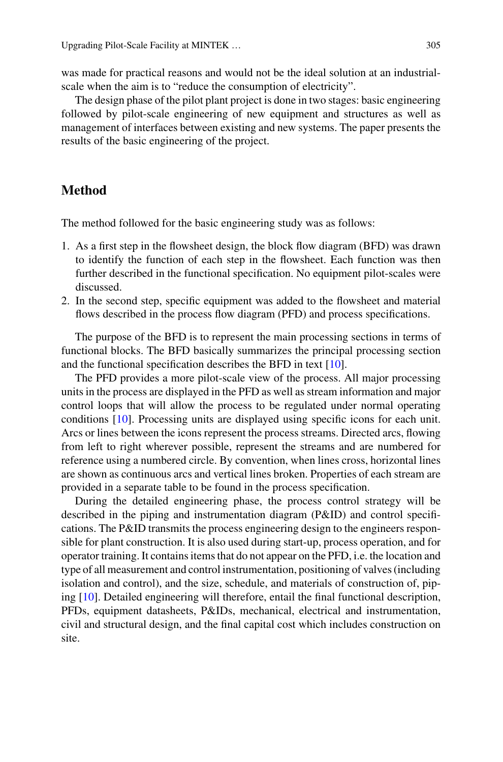was made for practical reasons and would not be the ideal solution at an industrial-scale when the aim is to "reduce the consumption of electricity".

The design phase of the pilot plant project is done in two stages: basic engineering followed by pilot-scale engineering of new equipment and structures as well as management of interfaces between existing and new systems. The paper presents the results of the basic engineering of the project.

## Method

The method followed for the basic engineering study was as follows:

1. As a first step in the flowsheet design, the block flow diagram (BFD) was drawn to identify the function of each step in the flowsheet. Each function was then further described in the functional specification. No equipment pilot-scales were discussed.
2. In the second step, specific equipment was added to the flowsheet and material flows described in the process flow diagram (PFD) and process specifications.

The purpose of the BFD is to represent the main processing sections in terms of functional blocks. The BFD basically summarizes the principal processing section and the functional specification describes the BFD in text [10].

The PFD provides a more pilot-scale view of the process. All major processing units in the process are displayed in the PFD as well as stream information and major control loops that will allow the process to be regulated under normal operating conditions [10]. Processing units are displayed using specific icons for each unit. Arcs or lines between the icons represent the process streams. Directed arcs, flowing from left to right wherever possible, represent the streams and are numbered for reference using a numbered circle. By convention, when lines cross, horizontal lines are shown as continuous arcs and vertical lines broken. Properties of each stream are provided in a separate table to be found in the process specification.

During the detailed engineering phase, the process control strategy will be described in the piping and instrumentation diagram (P&ID) and control specifications. The P&ID transmits the process engineering design to the engineers responsible for plant construction. It is also used during start-up, process operation, and for operator training. It contains items that do not appear on the PFD, i.e. the location and type of all measurement and control instrumentation, positioning of valves (including isolation and control), and the size, schedule, and materials of construction of, piping [10]. Detailed engineering will therefore, entail the final functional description, PFDs, equipment datasheets, P&IDs, mechanical, electrical and instrumentation, civil and structural design, and the final capital cost which includes construction on site.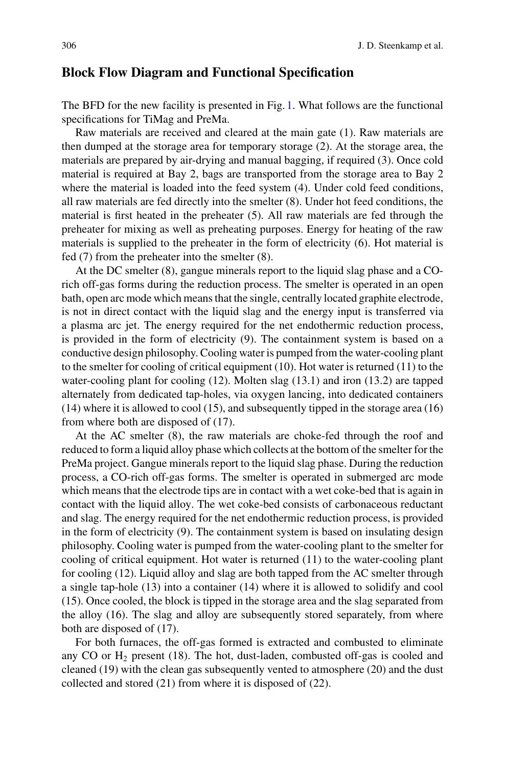## Block Flow Diagram and Functional Specification

The BFD for the new facility is presented in Fig. 1. What follows are the functional specifications for TiMag and PreMa.

Raw materials are received and cleared at the main gate (1). Raw materials are then dumped at the storage area for temporary storage (2). At the storage area, the materials are prepared by air-drying and manual bagging, if required (3). Once cold material is required at Bay 2, bags are transported from the storage area to Bay 2 where the material is loaded into the feed system (4). Under cold feed conditions, all raw materials are fed directly into the smelter (8). Under hot feed conditions, the material is first heated in the preheater (5). All raw materials are fed through the preheater for mixing as well as preheating purposes. Energy for heating of the raw materials is supplied to the preheater in the form of electricity (6). Hot material is fed (7) from the preheater into the smelter (8).

At the DC smelter (8), gangue minerals report to the liquid slag phase and a CO-rich off-gas forms during the reduction process. The smelter is operated in an open bath, open arc mode which means that the single, centrally located graphite electrode, is not in direct contact with the liquid slag and the energy input is transferred via a plasma arc jet. The energy required for the net endothermic reduction process, is provided in the form of electricity (9). The containment system is based on a conductive design philosophy. Cooling water is pumped from the water-cooling plant to the smelter for cooling of critical equipment (10). Hot water is returned (11) to the water-cooling plant for cooling (12). Molten slag (13.1) and iron (13.2) are tapped alternately from dedicated tap-holes, via oxygen lancing, into dedicated containers (14) where it is allowed to cool (15), and subsequently tipped in the storage area (16) from where both are disposed of (17).

At the AC smelter (8), the raw materials are choke-fed through the roof and reduced to form a liquid alloy phase which collects at the bottom of the smelter for the PreMa project. Gangue minerals report to the liquid slag phase. During the reduction process, a CO-rich off-gas forms. The smelter is operated in submerged arc mode which means that the electrode tips are in contact with a wet coke-bed that is again in contact with the liquid alloy. The wet coke-bed consists of carbonaceous reductant and slag. The energy required for the net endothermic reduction process, is provided in the form of electricity (9). The containment system is based on insulating design philosophy. Cooling water is pumped from the water-cooling plant to the smelter for cooling of critical equipment. Hot water is returned (11) to the water-cooling plant for cooling (12). Liquid alloy and slag are both tapped from the AC smelter through a single tap-hole (13) into a container (14) where it is allowed to solidify and cool (15). Once cooled, the block is tipped in the storage area and the slag separated from the alloy (16). The slag and alloy are subsequently stored separately, from where both are disposed of (17).

For both furnaces, the off-gas formed is extracted and combusted to eliminate any CO or $H_2$ present (18). The hot, dust-laden, combusted off-gas is cooled and cleaned (19) with the clean gas subsequently vented to atmosphere (20) and the dust collected and stored (21) from where it is disposed of (22).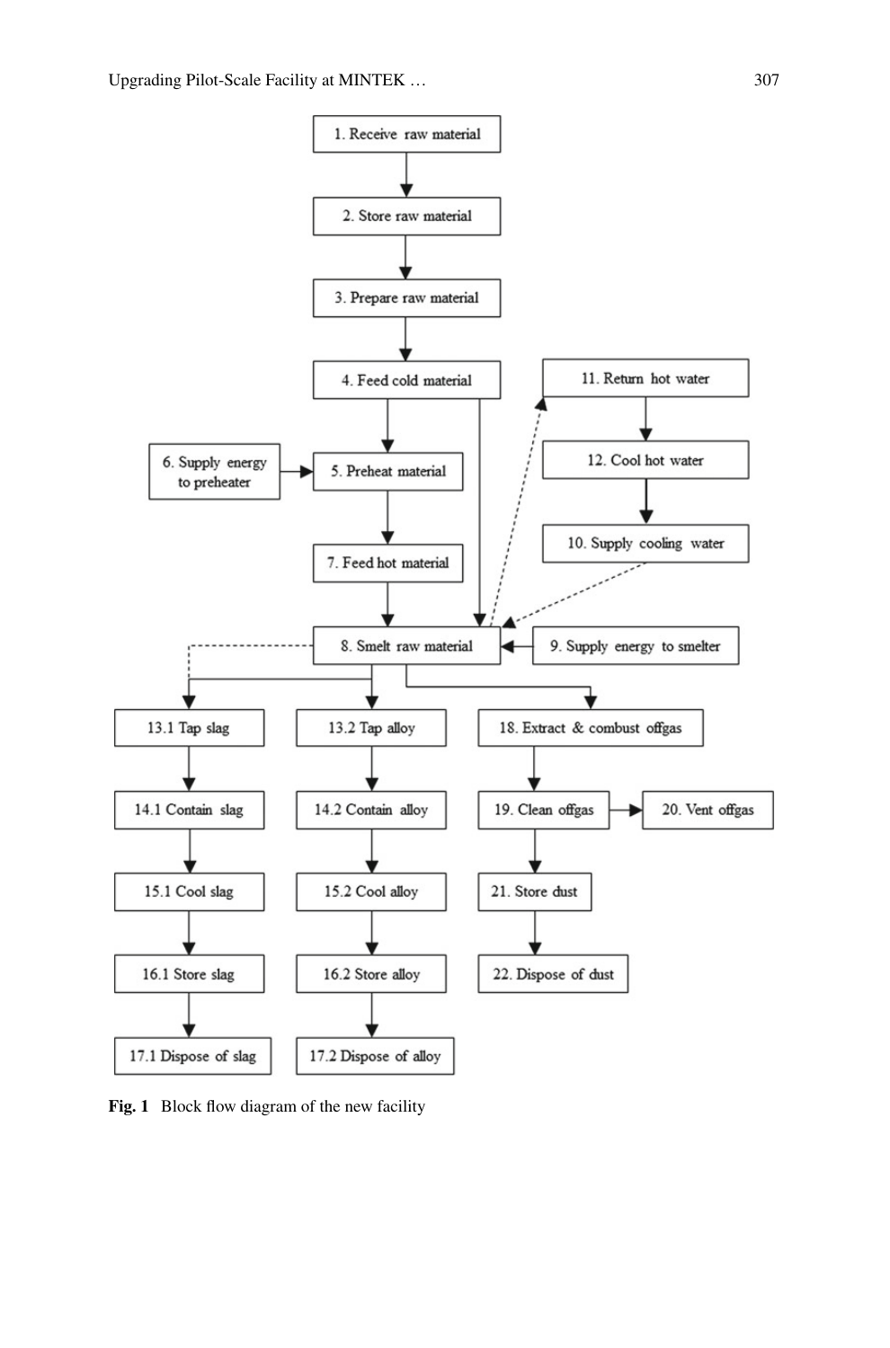1. Receive raw material
2. Store raw material
3. Prepare raw material
4. Feed cold material
5. Preheat material
6. Supply energy to preheater
7. Feed hot material
8. Smelt raw material
9. Supply energy to smelter
10. Supply cooling water
11. Return hot water
12. Cool hot water

13.1 Tap slag
14.1 Contain slag
15.1 Cool slag
16.1 Store slag
17.1 Dispose of slag

13.2 Tap alloy
14.2 Contain alloy
15.2 Cool alloy
16.2 Store alloy
17.2 Dispose of alloy

18. Extract & combust offgas
19. Clean offgas
20. Vent offgas
21. Store dust
22. Dispose of dust

**Fig. 1** Block flow diagram of the new facility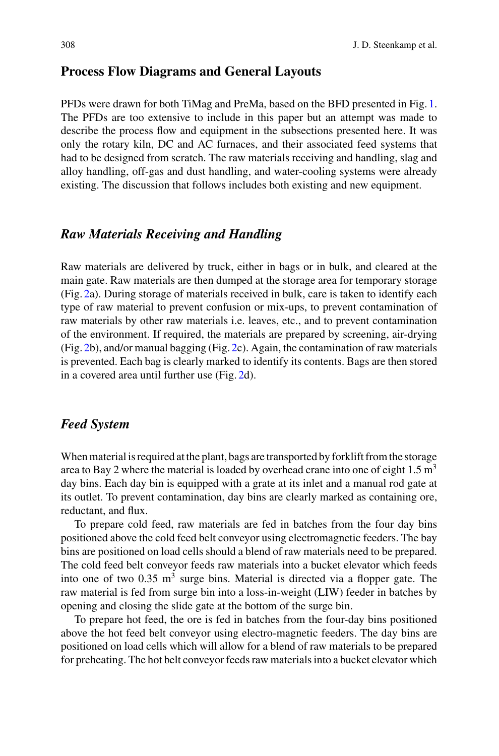## Process Flow Diagrams and General Layouts

PFDs were drawn for both TiMag and PreMa, based on the BFD presented in Fig. 1. The PFDs are too extensive to include in this paper but an attempt was made to describe the process flow and equipment in the subsections presented here. It was only the rotary kiln, DC and AC furnaces, and their associated feed systems that had to be designed from scratch. The raw materials receiving and handling, slag and alloy handling, off-gas and dust handling, and water-cooling systems were already existing. The discussion that follows includes both existing and new equipment.

### *Raw Materials Receiving and Handling*

Raw materials are delivered by truck, either in bags or in bulk, and cleared at the main gate. Raw materials are then dumped at the storage area for temporary storage (Fig. 2a). During storage of materials received in bulk, care is taken to identify each type of raw material to prevent confusion or mix-ups, to prevent contamination of raw materials by other raw materials i.e. leaves, etc., and to prevent contamination of the environment. If required, the materials are prepared by screening, air-drying (Fig. 2b), and/or manual bagging (Fig. 2c). Again, the contamination of raw materials is prevented. Each bag is clearly marked to identify its contents. Bags are then stored in a covered area until further use (Fig. 2d).

### *Feed System*

When material is required at the plant, bags are transported by forklift from the storage area to Bay 2 where the material is loaded by overhead crane into one of eight 1.5 $m^3$ day bins. Each day bin is equipped with a grate at its inlet and a manual rod gate at its outlet. To prevent contamination, day bins are clearly marked as containing ore, reductant, and flux.

To prepare cold feed, raw materials are fed in batches from the four day bins positioned above the cold feed belt conveyor using electromagnetic feeders. The bay bins are positioned on load cells should a blend of raw materials need to be prepared. The cold feed belt conveyor feeds raw materials into a bucket elevator which feeds into one of two 0.35 $m^3$ surge bins. Material is directed via a flopper gate. The raw material is fed from surge bin into a loss-in-weight (LIW) feeder in batches by opening and closing the slide gate at the bottom of the surge bin.

To prepare hot feed, the ore is fed in batches from the four-day bins positioned above the hot feed belt conveyor using electro-magnetic feeders. The day bins are positioned on load cells which will allow for a blend of raw materials to be prepared for preheating. The hot belt conveyor feeds raw materials into a bucket elevator which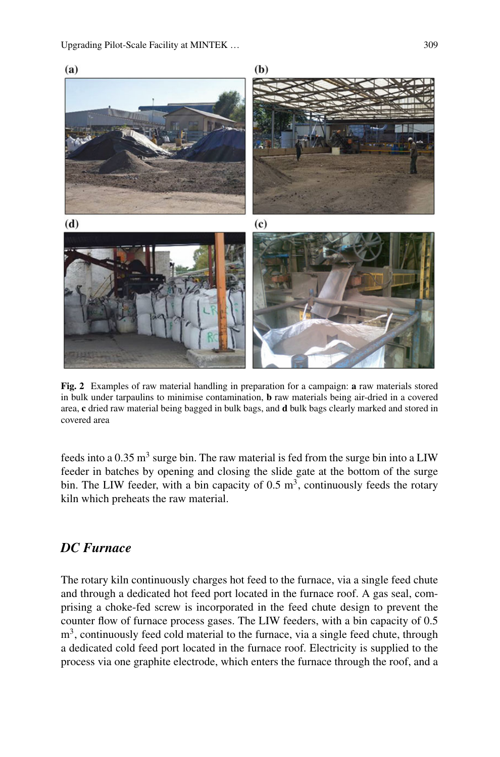Fig. 2 Examples of raw material handling in preparation for a campaign: **a** raw materials stored in bulk under tarpaulins to minimise contamination, **b** raw materials being air-dried in a covered area, **c** dried raw material being bagged in bulk bags, and **d** bulk bags clearly marked and stored in covered area

feeds into a 0.35 $m^3$ surge bin. The raw material is fed from the surge bin into a LIW feeder in batches by opening and closing the slide gate at the bottom of the surge bin. The LIW feeder, with a bin capacity of 0.5 $m^3$, continuously feeds the rotary kiln which preheats the raw material.

## *DC Furnace*

The rotary kiln continuously charges hot feed to the furnace, via a single feed chute and through a dedicated hot feed port located in the furnace roof. A gas seal, comprising a choke-fed screw is incorporated in the feed chute design to prevent the counter flow of furnace process gases. The LIW feeders, with a bin capacity of 0.5 $m^3$, continuously feed cold material to the furnace, via a single feed chute, through a dedicated cold feed port located in the furnace roof. Electricity is supplied to the process via one graphite electrode, which enters the furnace through the roof, and a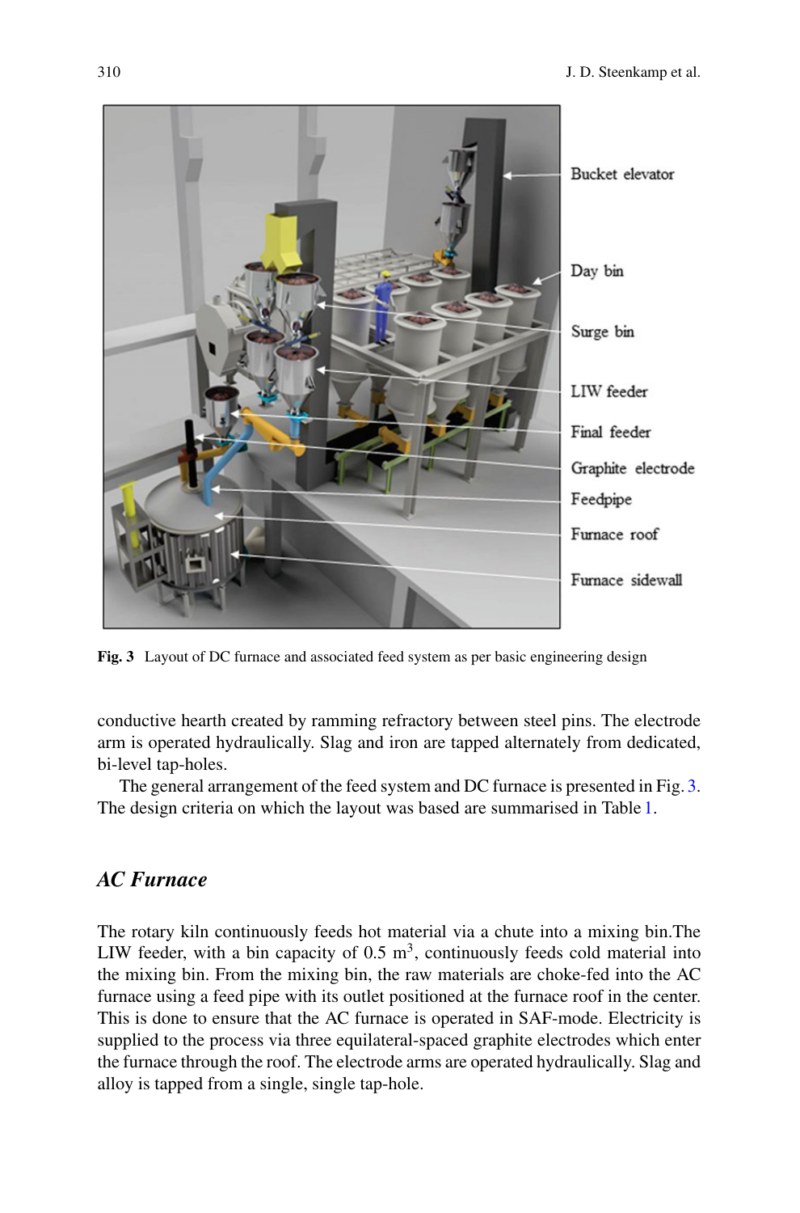**Fig. 3** Layout of DC furnace and associated feed system as per basic engineering design

conductive hearth created by ramming refractory between steel pins. The electrode arm is operated hydraulically. Slag and iron are tapped alternately from dedicated, bi-level tap-holes.

The general arrangement of the feed system and DC furnace is presented in Fig. 3. The design criteria on which the layout was based are summarised in Table 1.

## *AC Furnace*

The rotary kiln continuously feeds hot material via a chute into a mixing bin.The LIW feeder, with a bin capacity of 0.5 $m^3$, continuously feeds cold material into the mixing bin. From the mixing bin, the raw materials are choke-fed into the AC furnace using a feed pipe with its outlet positioned at the furnace roof in the center. This is done to ensure that the AC furnace is operated in SAF-mode. Electricity is supplied to the process via three equilateral-spaced graphite electrodes which enter the furnace through the roof. The electrode arms are operated hydraulically. Slag and alloy is tapped from a single, single tap-hole.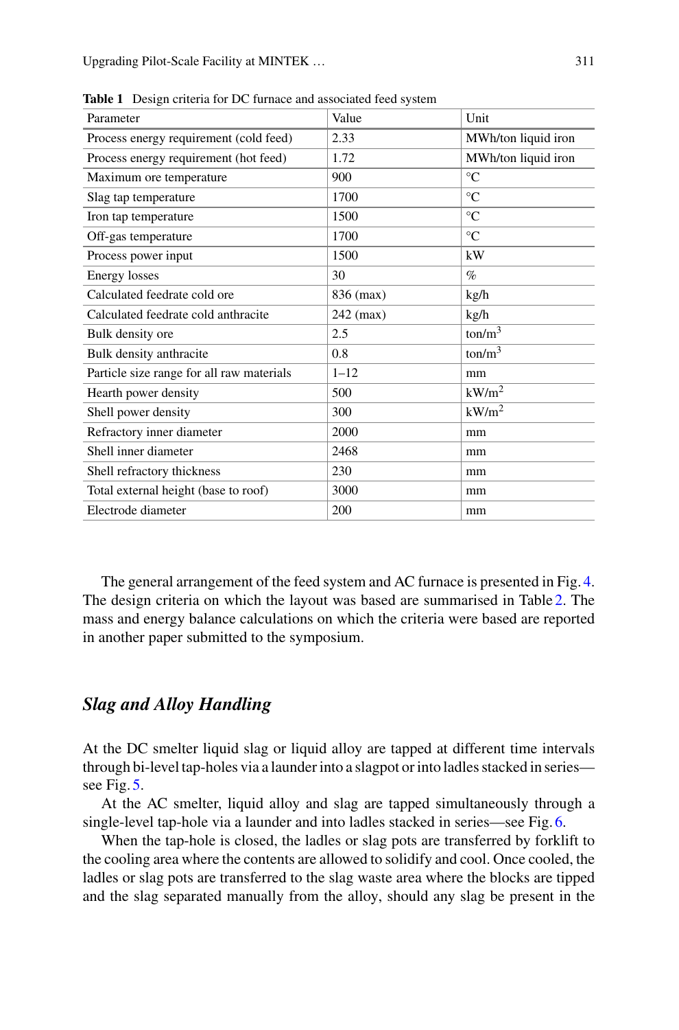**Table 1** Design criteria for DC furnace and associated feed system

| Parameter | Value | Unit |
|---|---|---|
| Process energy requirement (cold feed) | 2.33 | MWh/ton liquid iron |
| Process energy requirement (hot feed) | 1.72 | MWh/ton liquid iron |
| Maximum ore temperature | 900 | °C |
| Slag tap temperature | 1700 | °C |
| Iron tap temperature | 1500 | °C |
| Off-gas temperature | 1700 | °C |
| Process power input | 1500 | kW |
| Energy losses | 30 | % |
| Calculated feedrate cold ore | 836 (max) | kg/h |
| Calculated feedrate cold anthracite | 242 (max) | kg/h |
| Bulk density ore | 2.5 | ton/m$^3$ |
| Bulk density anthracite | 0.8 | ton/m$^3$ |
| Particle size range for all raw materials | 1–12 | mm |
| Hearth power density | 500 | kW/m$^2$ |
| Shell power density | 300 | kW/m$^2$ |
| Refractory inner diameter | 2000 | mm |
| Shell inner diameter | 2468 | mm |
| Shell refractory thickness | 230 | mm |
| Total external height (base to roof) | 3000 | mm |
| Electrode diameter | 200 | mm |

The general arrangement of the feed system and AC furnace is presented in Fig. 4. The design criteria on which the layout was based are summarised in Table 2. The mass and energy balance calculations on which the criteria were based are reported in another paper submitted to the symposium.

## *Slag and Alloy Handling*

At the DC smelter liquid slag or liquid alloy are tapped at different time intervals through bi-level tap-holes via a launder into a slagpot or into ladles stacked in series—see Fig. 5.

At the AC smelter, liquid alloy and slag are tapped simultaneously through a single-level tap-hole via a launder and into ladles stacked in series—see Fig. 6.

When the tap-hole is closed, the ladles or slag pots are transferred by forklift to the cooling area where the contents are allowed to solidify and cool. Once cooled, the ladles or slag pots are transferred to the slag waste area where the blocks are tipped and the slag separated manually from the alloy, should any slag be present in the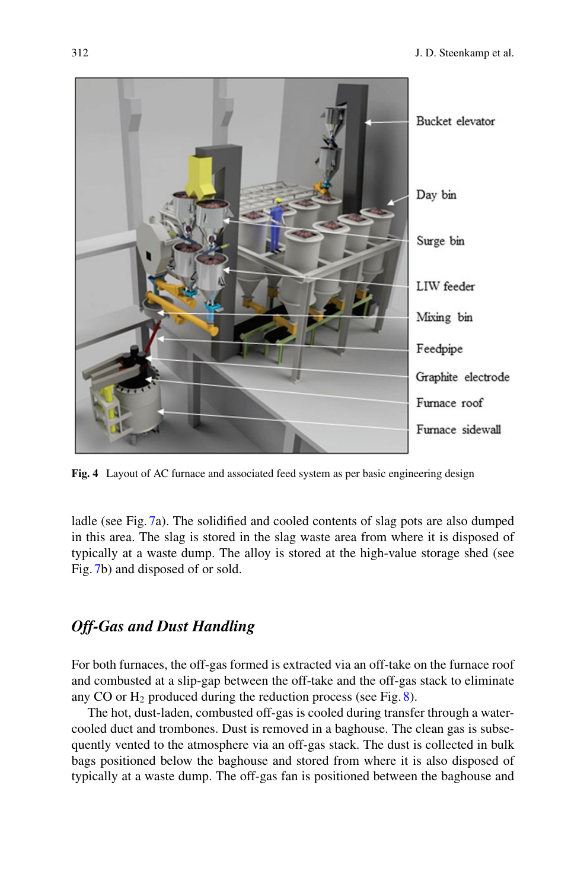Bucket elevator

Day bin

Surge bin

LIW feeder

Mixing bin

Feedpipe

Graphite electrode

Furnace roof

Furnace sidewall

**Fig. 4** Layout of AC furnace and associated feed system as per basic engineering design

ladle (see Fig. 7a). The solidified and cooled contents of slag pots are also dumped in this area. The slag is stored in the slag waste area from where it is disposed of typically at a waste dump. The alloy is stored at the high-value storage shed (see Fig. 7b) and disposed of or sold.

## *Off-Gas and Dust Handling*

For both furnaces, the off-gas formed is extracted via an off-take on the furnace roof and combusted at a slip-gap between the off-take and the off-gas stack to eliminate any CO or $H_2$ produced during the reduction process (see Fig. 8).

The hot, dust-laden, combusted off-gas is cooled during transfer through a water-cooled duct and trombones. Dust is removed in a baghouse. The clean gas is subsequently vented to the atmosphere via an off-gas stack. The dust is collected in bulk bags positioned below the baghouse and stored from where it is also disposed of typically at a waste dump. The off-gas fan is positioned between the baghouse and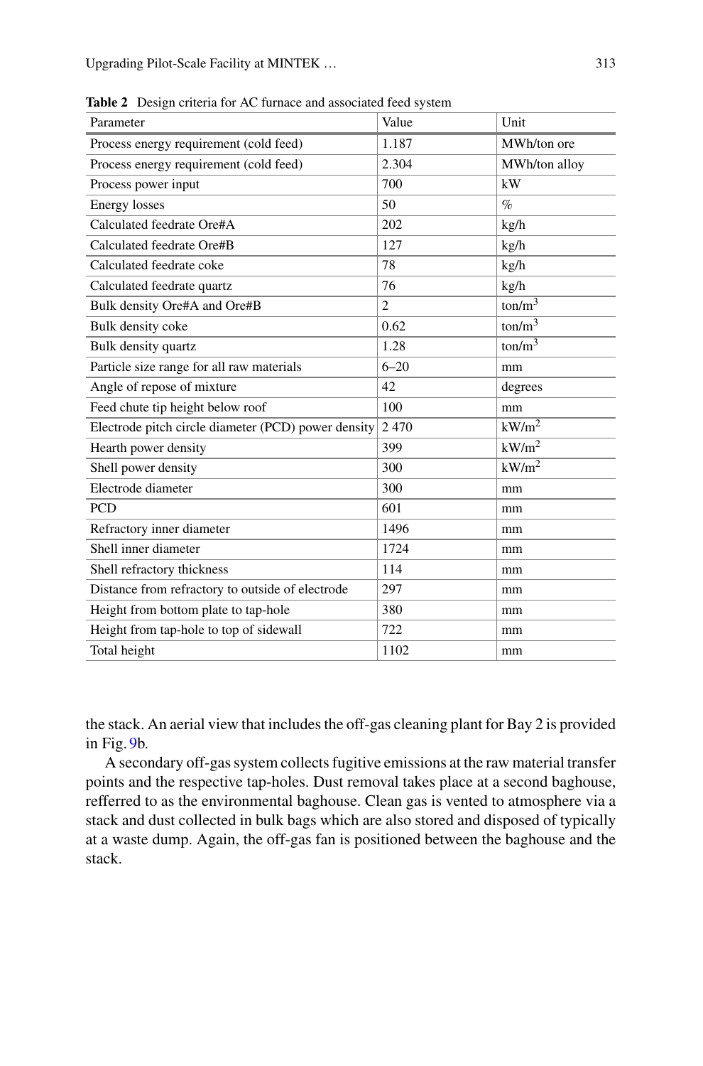**Table 2** Design criteria for AC furnace and associated feed system

| Parameter | Value | Unit |
|---|---|---|
| Process energy requirement (cold feed) | 1.187 | MWh/ton ore |
| Process energy requirement (cold feed) | 2.304 | MWh/ton alloy |
| Process power input | 700 | kW |
| Energy losses | 50 | % |
| Calculated feedrate Ore#A | 202 | kg/h |
| Calculated feedrate Ore#B | 127 | kg/h |
| Calculated feedrate coke | 78 | kg/h |
| Calculated feedrate quartz | 76 | kg/h |
| Bulk density Ore#A and Ore#B | 2 | ton/m$^3$ |
| Bulk density coke | 0.62 | ton/m$^3$ |
| Bulk density quartz | 1.28 | ton/m$^3$ |
| Particle size range for all raw materials | 6–20 | mm |
| Angle of repose of mixture | 42 | degrees |
| Feed chute tip height below roof | 100 | mm |
| Electrode pitch circle diameter (PCD) power density | 2 470 | kW/m$^2$ |
| Hearth power density | 399 | kW/m$^2$ |
| Shell power density | 300 | kW/m$^2$ |
| Electrode diameter | 300 | mm |
| PCD | 601 | mm |
| Refractory inner diameter | 1496 | mm |
| Shell inner diameter | 1724 | mm |
| Shell refractory thickness | 114 | mm |
| Distance from refractory to outside of electrode | 297 | mm |
| Height from bottom plate to tap-hole | 380 | mm |
| Height from tap-hole to top of sidewall | 722 | mm |
| Total height | 1102 | mm |

the stack. An aerial view that includes the off-gas cleaning plant for Bay 2 is provided in Fig. 9b.

A secondary off-gas system collects fugitive emissions at the raw material transfer points and the respective tap-holes. Dust removal takes place at a second baghouse, refferred to as the environmental baghouse. Clean gas is vented to atmosphere via a stack and dust collected in bulk bags which are also stored and disposed of typically at a waste dump. Again, the off-gas fan is positioned between the baghouse and the stack.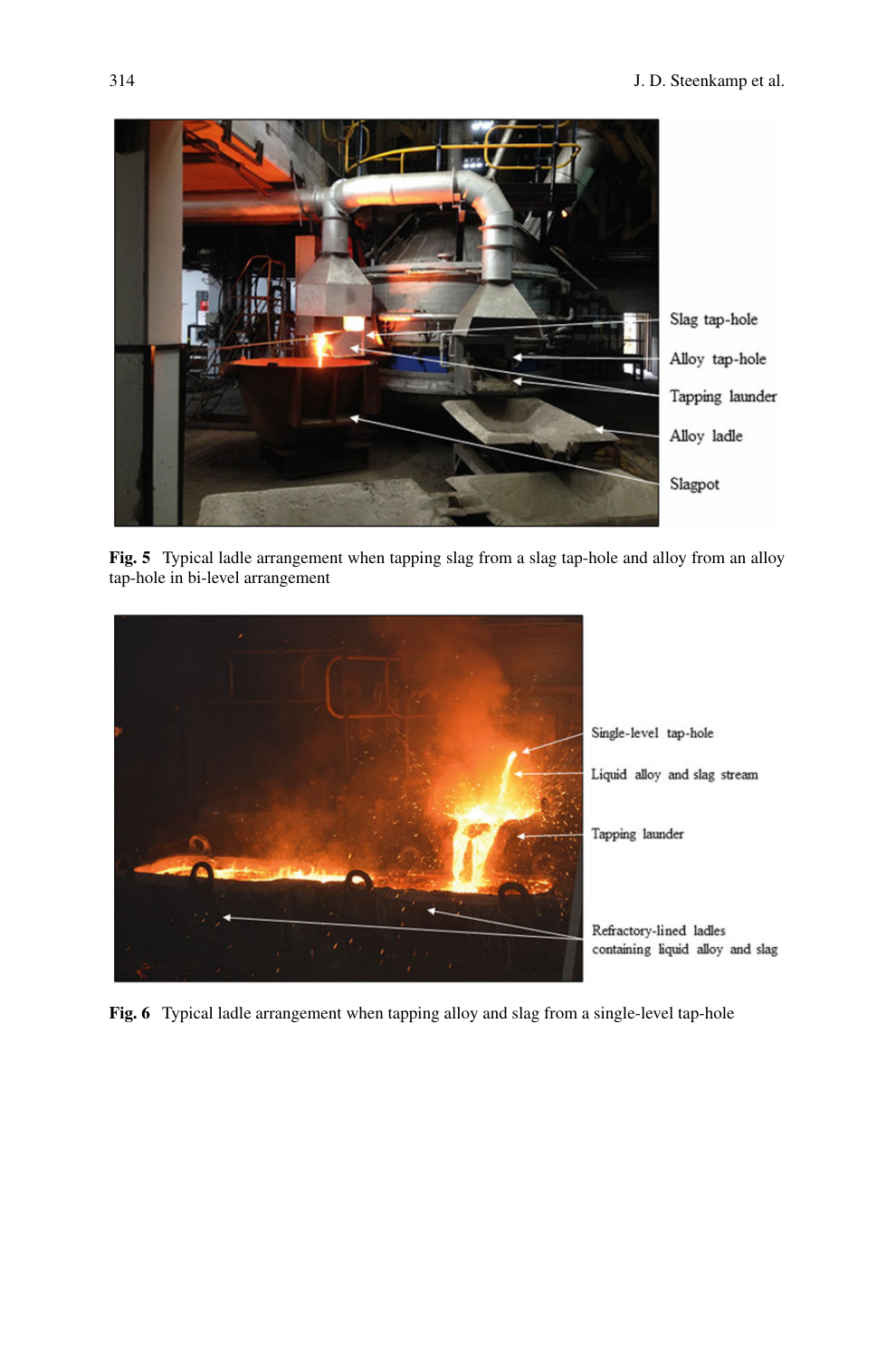Fig. 5 Typical ladle arrangement when tapping slag from a slag tap-hole and alloy from an alloy tap-hole in bi-level arrangement

Fig. 6 Typical ladle arrangement when tapping alloy and slag from a single-level tap-hole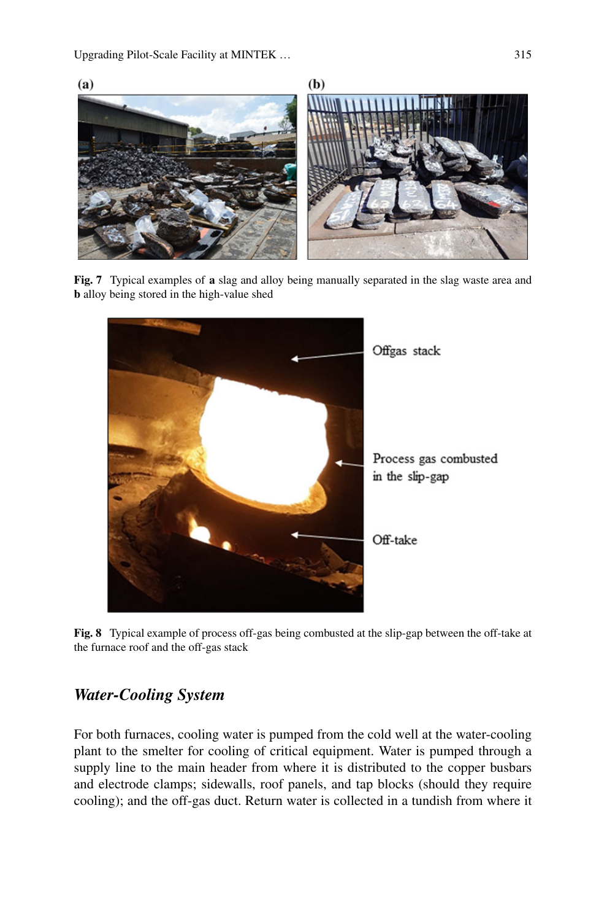Fig. 7 Typical examples of **a** slag and alloy being manually separated in the slag waste area and **b** alloy being stored in the high-value shed

Fig. 8 Typical example of process off-gas being combusted at the slip-gap between the off-take at the furnace roof and the off-gas stack

## *Water-Cooling System*

For both furnaces, cooling water is pumped from the cold well at the water-cooling plant to the smelter for cooling of critical equipment. Water is pumped through a supply line to the main header from where it is distributed to the copper busbars and electrode clamps; sidewalls, roof panels, and tap blocks (should they require cooling); and the off-gas duct. Return water is collected in a tundish from where it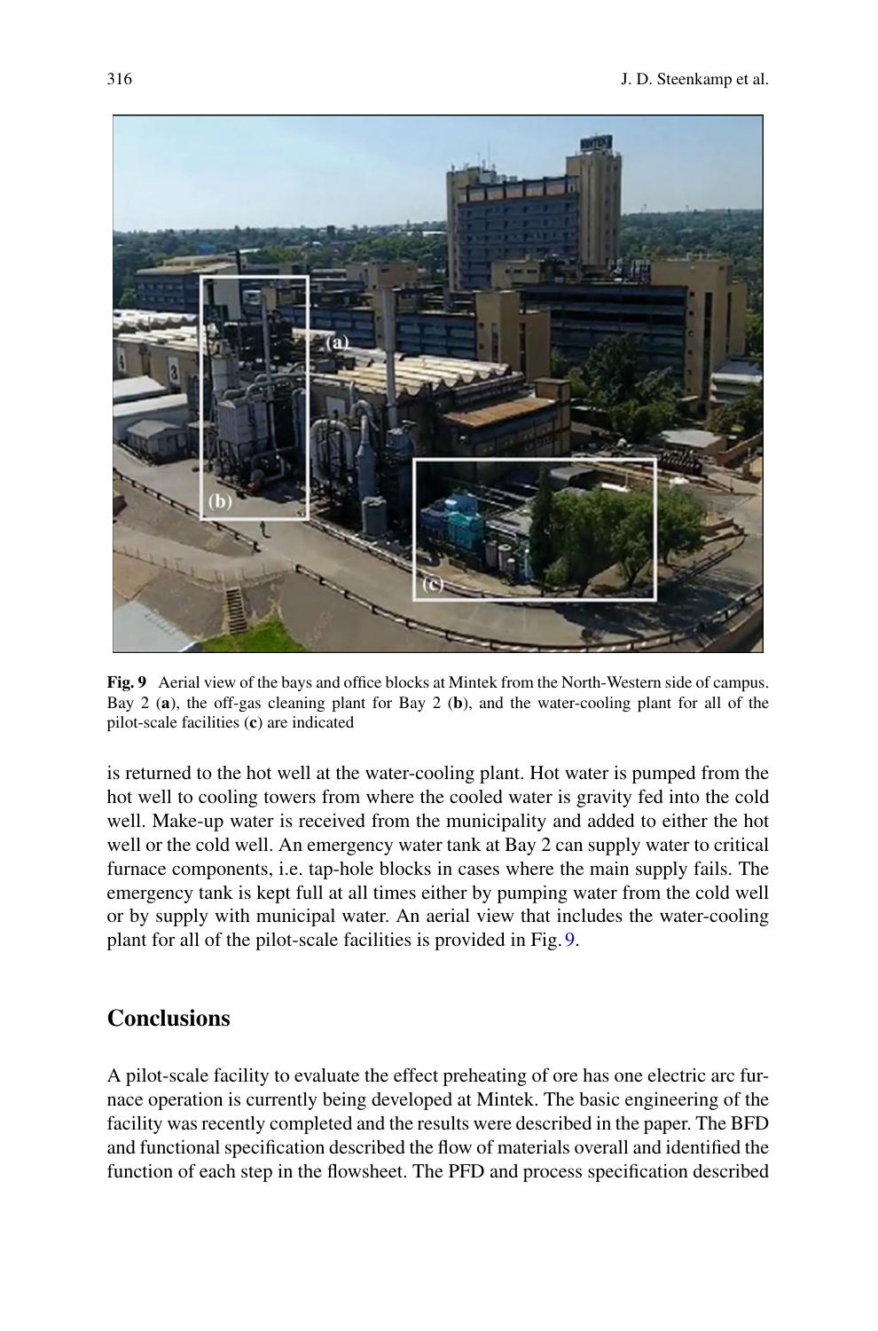Fig. 9 Aerial view of the bays and office blocks at Mintek from the North-Western side of campus. Bay 2 (**a**), the off-gas cleaning plant for Bay 2 (**b**), and the water-cooling plant for all of the pilot-scale facilities (**c**) are indicated

is returned to the hot well at the water-cooling plant. Hot water is pumped from the hot well to cooling towers from where the cooled water is gravity fed into the cold well. Make-up water is received from the municipality and added to either the hot well or the cold well. An emergency water tank at Bay 2 can supply water to critical furnace components, i.e. tap-hole blocks in cases where the main supply fails. The emergency tank is kept full at all times either by pumping water from the cold well or by supply with municipal water. An aerial view that includes the water-cooling plant for all of the pilot-scale facilities is provided in Fig. 9.

## Conclusions

A pilot-scale facility to evaluate the effect preheating of ore has one electric arc furnace operation is currently being developed at Mintek. The basic engineering of the facility was recently completed and the results were described in the paper. The BFD and functional specification described the flow of materials overall and identified the function of each step in the flowsheet. The PFD and process specification described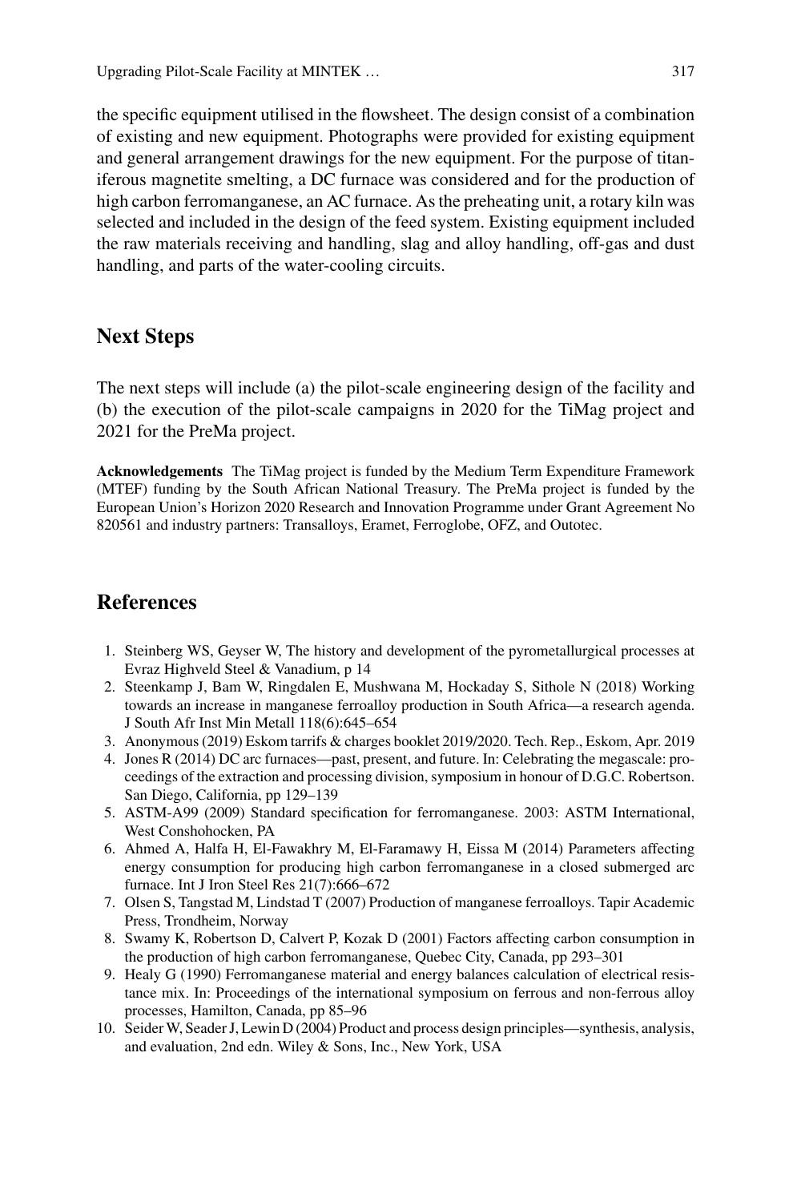the specific equipment utilised in the flowsheet. The design consist of a combination of existing and new equipment. Photographs were provided for existing equipment and general arrangement drawings for the new equipment. For the purpose of titaniferous magnetite smelting, a DC furnace was considered and for the production of high carbon ferromanganese, an AC furnace. As the preheating unit, a rotary kiln was selected and included in the design of the feed system. Existing equipment included the raw materials receiving and handling, slag and alloy handling, off-gas and dust handling, and parts of the water-cooling circuits.

## Next Steps

The next steps will include (a) the pilot-scale engineering design of the facility and (b) the execution of the pilot-scale campaigns in 2020 for the TiMag project and 2021 for the PreMa project.

**Acknowledgements** The TiMag project is funded by the Medium Term Expenditure Framework (MTEF) funding by the South African National Treasury. The PreMa project is funded by the European Union's Horizon 2020 Research and Innovation Programme under Grant Agreement No 820561 and industry partners: Transalloys, Eramet, Ferroglobe, OFZ, and Outotec.

## References

1. Steinberg WS, Geyser W, The history and development of the pyrometallurgical processes at Evraz Highveld Steel & Vanadium, p 14
2. Steenkamp J, Bam W, Ringdalen E, Mushwana M, Hockaday S, Sithole N (2018) Working towards an increase in manganese ferroalloy production in South Africa—a research agenda. J South Afr Inst Min Metall 118(6):645–654
3. Anonymous (2019) Eskom tarrifs & charges booklet 2019/2020. Tech. Rep., Eskom, Apr. 2019
4. Jones R (2014) DC arc furnaces—past, present, and future. In: Celebrating the megascale: proceedings of the extraction and processing division, symposium in honour of D.G.C. Robertson. San Diego, California, pp 129–139
5. ASTM-A99 (2009) Standard specification for ferromanganese. 2003: ASTM International, West Conshohocken, PA
6. Ahmed A, Halfa H, El-Fawakhry M, El-Faramawy H, Eissa M (2014) Parameters affecting energy consumption for producing high carbon ferromanganese in a closed submerged arc furnace. Int J Iron Steel Res 21(7):666–672
7. Olsen S, Tangstad M, Lindstad T (2007) Production of manganese ferroalloys. Tapir Academic Press, Trondheim, Norway
8. Swamy K, Robertson D, Calvert P, Kozak D (2001) Factors affecting carbon consumption in the production of high carbon ferromanganese, Quebec City, Canada, pp 293–301
9. Healy G (1990) Ferromanganese material and energy balances calculation of electrical resistance mix. In: Proceedings of the international symposium on ferrous and non-ferrous alloy processes, Hamilton, Canada, pp 85–96
10. Seider W, Seader J, Lewin D (2004) Product and process design principles—synthesis, analysis, and evaluation, 2nd edn. Wiley & Sons, Inc., New York, USA